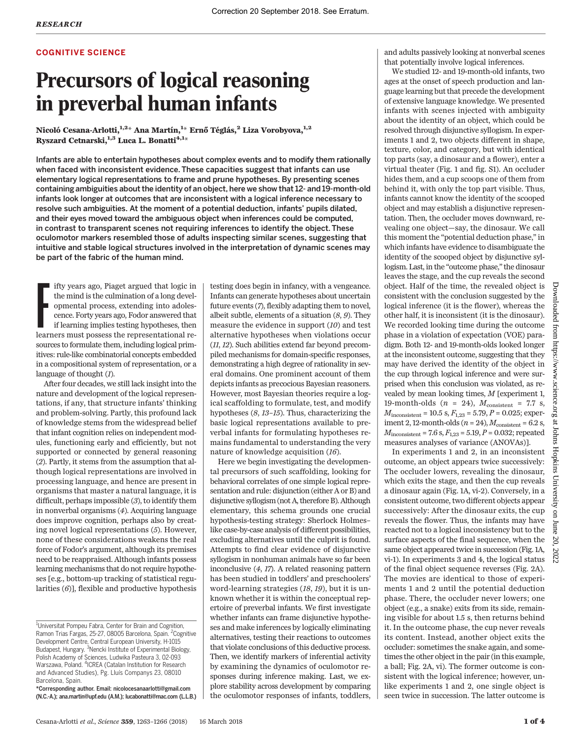Correction 20 September 2018. See Erratum.

COGNITIVE SCIENCE

# Precursors of logical reasoning in preverbal human infants

**Nicoló Cesana-Arlotti,[1,2]* Ana Martín,[1]* Ernő Téglás,[2] Liza Vorobyova,[1,2] Ryszard Cetnarski,[1,3] Luca L. Bonatti[4,1]***

**Infants are able to entertain hypotheses about complex events and to modify them rationally when faced with inconsistent evidence. These capacities suggest that infants can use elementary logical representations to frame and prune hypotheses. By presenting scenes containing ambiguities about the identity of an object, here we show that 12- and 19-month-old infants look longer at outcomes that are inconsistent with a logical inference necessary to resolve such ambiguities. At the moment of a potential deduction, infants' pupils dilated, and their eyes moved toward the ambiguous object when inferences could be computed, in contrast to transparent scenes not requiring inferences to identify the object. These oculomotor markers resembled those of adults inspecting similar scenes, suggesting that intuitive and stable logical structures involved in the interpretation of dynamic scenes may be part of the fabric of the human mind.**

Fifty years ago, Piaget argued that logic in the mind is the culmination of a long developmental process, extending into adolescence. Forty years ago, Fodor answered that if learning implies testing hypotheses, then learners must possess the representational resources to formulate them, including logical primitives: rule-like combinatorial concepts embedded in a compositional system of representation, or a language of thought (*1*).

After four decades, we still lack insight into the nature and development of the logical representations, if any, that structure infants' thinking and problem-solving. Partly, this profound lack of knowledge stems from the widespread belief that infant cognition relies on independent modules, functioning early and efficiently, but not supported or connected by general reasoning (*2*). Partly, it stems from the assumption that although logical representations are involved in processing language, and hence are present in organisms that master a natural language, it is difficult, perhaps impossible (*3*), to identify them in nonverbal organisms (*4*). Acquiring language does improve cognition, perhaps also by creating novel logical representations (*5*). However, none of these considerations weakens the real force of Fodor's argument, although its premises need to be reappraised. Although infants possess learning mechanisms that do not require hypotheses [e.g., bottom-up tracking of statistical regularities (*6*)], flexible and productive hypothesis testing does begin in infancy, with a vengeance. Infants can generate hypotheses about uncertain future events (*7*), flexibly adapting them to novel, albeit subtle, elements of a situation (*8*, *9*). They measure the evidence in support (*10*) and test alternative hypotheses when violations occur (*11*, *12*). Such abilities extend far beyond precompiled mechanisms for domain-specific responses, demonstrating a high degree of rationality in several domains. One prominent account of them depicts infants as precocious Bayesian reasoners. However, most Bayesian theories require a logical scaffolding to formulate, test, and modify hypotheses (*8*, *13*–*15*). Thus, characterizing the basic logical representations available to preverbal infants for formulating hypotheses remains fundamental to understanding the very nature of knowledge acquisition (*16*).

Here we begin investigating the developmental precursors of such scaffolding, looking for behavioral correlates of one simple logical representation and rule: disjunction (either A or B) and disjunctive syllogism (not A, therefore B). Although elementary, this schema grounds one crucial hypothesis-testing strategy: Sherlock Holmes–like case-by-case analysis of different possibilities, excluding alternatives until the culprit is found. Attempts to find clear evidence of disjunctive syllogism in nonhuman animals have so far been inconclusive (*4*, *17*). A related reasoning pattern has been studied in toddlers' and preschoolers' word-learning strategies (*18*, *19*), but it is unknown whether it is within the conceptual repertoire of preverbal infants. We first investigate whether infants can frame disjunctive hypotheses and make inferences by logically eliminating alternatives, testing their reactions to outcomes that violate conclusions of this deductive process. Then, we identify markers of inferential activity by examining the dynamics of oculomotor responses during inference making. Last, we explore stability across development by comparing the oculomotor responses of infants, toddlers, and adults passively looking at nonverbal scenes that potentially involve logical inferences.

We studied 12- and 19-month-old infants, two ages at the onset of speech production and language learning but that precede the development of extensive language knowledge. We presented infants with scenes injected with ambiguity about the identity of an object, which could be resolved through disjunctive syllogism. In experiments 1 and 2, two objects different in shape, texture, color, and category, but with identical top parts (say, a dinosaur and a flower), enter a virtual theater (Fig. 1 and fig. S1). An occluder hides them, and a cup scoops one of them from behind it, with only the top part visible. Thus, infants cannot know the identity of the scooped object and may establish a disjunctive representation. Then, the occluder moves downward, revealing one object—say, the dinosaur. We call this moment the "potential deduction phase," in which infants have evidence to disambiguate the identity of the scooped object by disjunctive syllogism. Last, in the "outcome phase," the dinosaur leaves the stage, and the cup reveals the second object. Half of the time, the revealed object is consistent with the conclusion suggested by the logical inference (it is the flower), whereas the other half, it is inconsistent (it is the dinosaur). We recorded looking time during the outcome phase in a violation of expectation (VOE) paradigm. Both 12- and 19-month-olds looked longer at the inconsistent outcome, suggesting that they may have derived the identity of the object in the cup through logical inference and were surprised when this conclusion was violated, as revealed by mean looking times, $M$ [experiment 1, 19-month-olds ($n$ = 24), $M_{\text{consistent}}$ = 7.7 s, $M_{\text{inconsistent}}$ = 10.5 s, $F_{1,23}$ = 5.79, $P$ = 0.025; experiment 2, 12-month-olds ($n$ = 24), $M_{\text{consistent}}$ = 6.2 s, $M_{\text{inconsistent}}$ = 7.6 s, $F_{1,23}$ = 5.19, $P$ = 0.032; repeated measures analyses of variance (ANOVAs)].

In experiments 1 and 2, in an inconsistent outcome, an object appears twice successively: The occluder lowers, revealing the dinosaur, which exits the stage, and then the cup reveals a dinosaur again (Fig. 1A, vi-2). Conversely, in a consistent outcome, two different objects appear successively: After the dinosaur exits, the cup reveals the flower. Thus, the infants may have reacted not to a logical inconsistency but to the surface aspects of the final sequence, when the same object appeared twice in succession (Fig. 1A, vi-1). In experiments 3 and 4, the logical status of the final object sequence reverses (Fig. 2A). The movies are identical to those of experiments 1 and 2 until the potential deduction phase. There, the occluder never lowers; one object (e.g., a snake) exits from its side, remaining visible for about 1.5 s, then returns behind it. In the outcome phase, the cup never reveals its content. Instead, another object exits the occluder: sometimes the snake again, and sometimes the other object in the pair (in this example, a ball; Fig. 2A, vi). The former outcome is consistent with the logical inference; however, unlike experiments 1 and 2, one single object is seen twice in succession. The latter outcome is

---

[1]Universitat Pompeu Fabra, Center for Brain and Cognition, Ramon Trias Fargas, 25-27, 08005 Barcelona, Spain. [2]Cognitive Development Centre, Central European University, H-1015 Budapest, Hungary. [3]Nencki Institute of Experimental Biology, Polish Academy of Sciences, Ludwika Pasteura 3, 02-093 Warszawa, Poland. [4]ICREA (Catalan Institution for Research and Advanced Studies), Pg. Lluís Companys 23, 08010 Barcelona, Spain.

*Corresponding author. Email: nicolocesanaarlotti@gmail.com (N.C.-A.); ana.martin@upf.edu (A.M.); lucabonatti@mac.com (L.L.B.)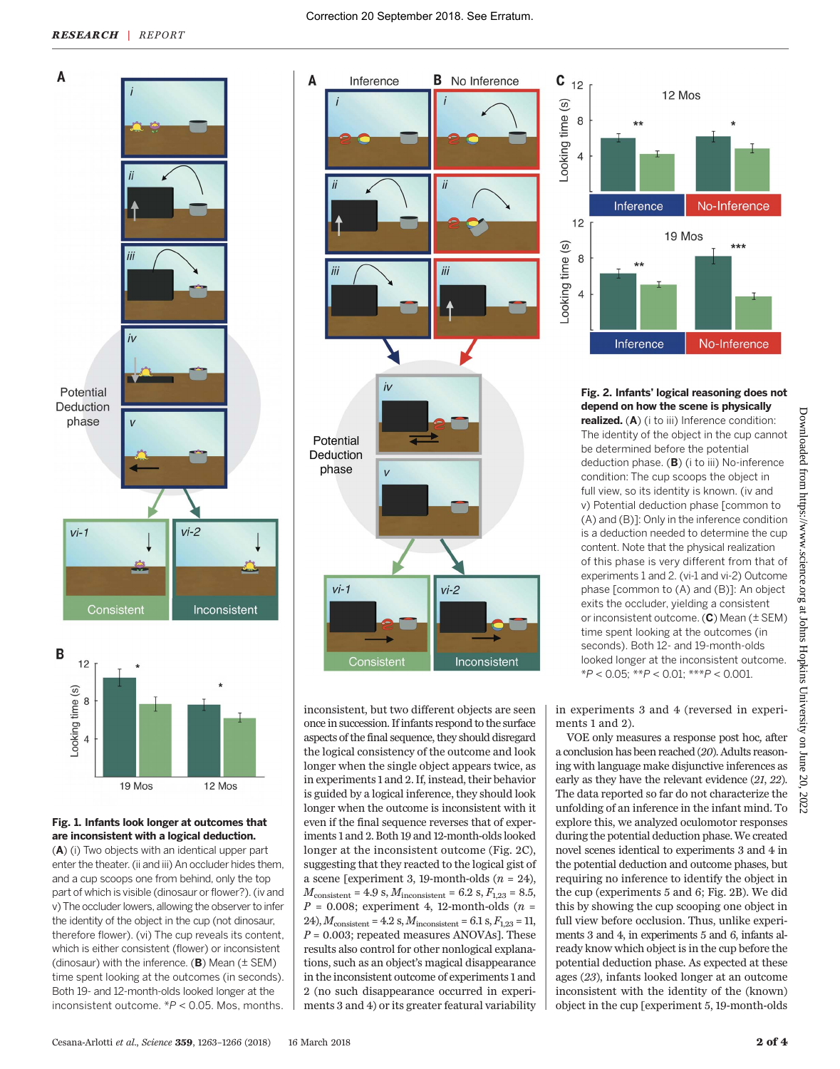Correction 20 September 2018. See Erratum.

**Fig. 1. Infants look longer at outcomes that are inconsistent with a logical deduction.** (**A**) (i) Two objects with an identical upper part enter the theater. (ii and iii) An occluder hides them, and a cup scoops one from behind, only the top part of which is visible (dinosaur or flower?). (iv and v) The occluder lowers, allowing the observer to infer the identity of the object in the cup (not dinosaur, therefore flower). (vi) The cup reveals its content, which is either consistent (flower) or inconsistent (dinosaur) with the inference. (**B**) Mean (± SEM) time spent looking at the outcomes (in seconds). Both 19- and 12-month-olds looked longer at the inconsistent outcome. *P < 0.05. Mos, months.

**Fig. 2. Infants' logical reasoning does not depend on how the scene is physically realized.** (**A**) (i to iii) Inference condition: The identity of the object in the cup cannot be determined before the potential deduction phase. (**B**) (i to iii) No-inference condition: The cup scoops the object in full view, so its identity is known. (iv and v) Potential deduction phase [common to (A) and (B)]: Only in the inference condition is a deduction needed to determine the cup content. Note that the physical realization of this phase is very different from that of experiments 1 and 2. (vi-1 and vi-2) Outcome phase [common to (A) and (B)]: An object exits the occluder, yielding a consistent or inconsistent outcome. (**C**) Mean (± SEM) time spent looking at the outcomes (in seconds). Both 12- and 19-month-olds looked longer at the inconsistent outcome. *P < 0.05; **P < 0.01; ***P < 0.001.

inconsistent, but two different objects are seen once in succession. If infants respond to the surface aspects of the final sequence, they should disregard the logical consistency of the outcome and look longer when the single object appears twice, as in experiments 1 and 2. If, instead, their behavior is guided by a logical inference, they should look longer when the outcome is inconsistent with it even if the final sequence reverses that of experiments 1 and 2. Both 19 and 12-month-olds looked longer at the inconsistent outcome (Fig. 2C), suggesting that they reacted to the logical gist of a scene [experiment 3, 19-month-olds ($n$ = 24), $M_{consistent}$ = 4.9 s, $M_{inconsistent}$ = 6.2 s, $F_{1,23}$ = 8.5, $P$ = 0.008; experiment 4, 12-month-olds ($n$ = 24), $M_{consistent}$ = 4.2 s, $M_{inconsistent}$ = 6.1 s, $F_{1,23}$ = 11, $P$ = 0.003; repeated measures ANOVAs]. These results also control for other nonlogical explanations, such as an object's magical disappearance in the inconsistent outcome of experiments 1 and 2 (no such disappearance occurred in experiments 3 and 4) or its greater featural variability in experiments 3 and 4 (reversed in experiments 1 and 2).

VOE only measures a response post hoc, after a conclusion has been reached (20). Adults reasoning with language make disjunctive inferences as early as they have the relevant evidence (21, 22). The data reported so far do not characterize the unfolding of an inference in the infant mind. To explore this, we analyzed oculomotor responses during the potential deduction phase. We created novel scenes identical to experiments 3 and 4 in the potential deduction and outcome phases, but requiring no inference to identify the object in the cup (experiments 5 and 6; Fig. 2B). We did this by showing the cup scooping one object in full view before occlusion. Thus, unlike experiments 3 and 4, in experiments 5 and 6, infants already know which object is in the cup before the potential deduction phase. As expected at these ages (23), infants looked longer at an outcome inconsistent with the identity of the (known) object in the cup [experiment 5, 19-month-olds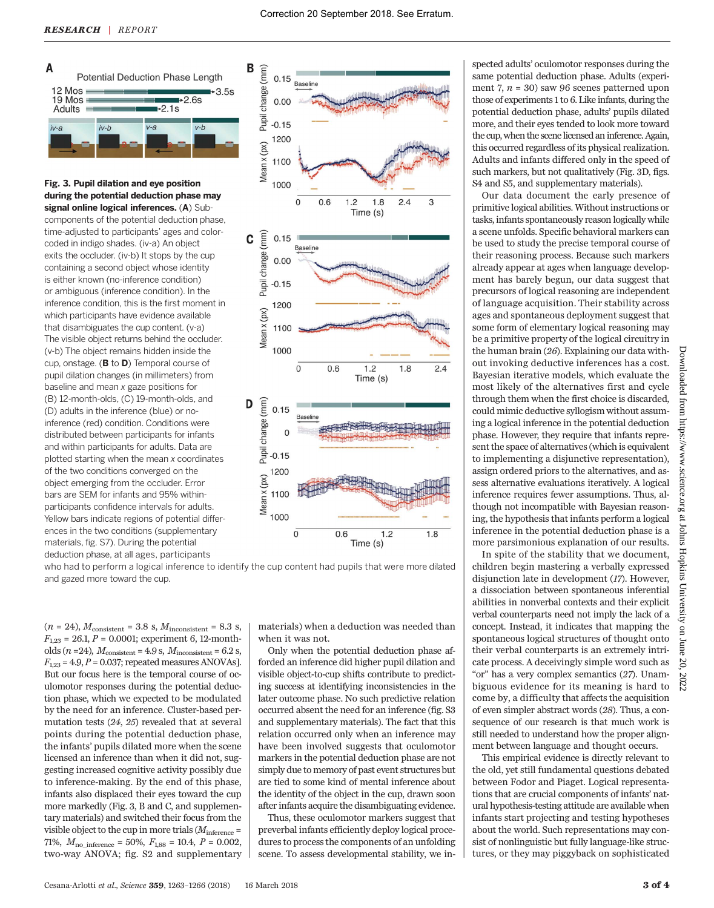Correction 20 September 2018. See Erratum.

A

Potential Deduction Phase Length

12 Mos 3.5s
19 Mos 2.6s
Adults 2.1s

iv-a iv-b v-a v-b

B

Pupil change (mm)
0.15
Baseline
0.00
-0.15
Mean x (px)
1200
1100
1000
0 0.6 1.2 1.8 2.4 3
Time (s)

C

Pupil change (mm)
0.15
Baseline
0.00
-0.15
Mean x (px)
1200
1100
1000
0 0.6 1.2 1.8 2.4
Time (s)

D

Pupil change (mm)
0.15
Baseline
0
-0.15
Mean x (px)
1200
1100
1000
0 0.6 1.2 1.8
Time (s)

**Fig. 3. Pupil dilation and eye position during the potential deduction phase may signal online logical inferences.** (**A**) Subcomponents of the potential deduction phase, time-adjusted to participants' ages and color-coded in indigo shades. (iv-a) An object exits the occluder. (iv-b) It stops by the cup containing a second object whose identity is either known (no-inference condition) or ambiguous (inference condition). In the inference condition, this is the first moment in which participants have evidence available that disambiguates the cup content. (v-a) The visible object returns behind the occluder. (v-b) The object remains hidden inside the cup, onstage. (**B** to **D**) Temporal course of pupil dilation changes (in millimeters) from baseline and mean *x* gaze positions for (B) 12-month-olds, (C) 19-month-olds, and (D) adults in the inference (blue) or no-inference (red) condition. Conditions were distributed between participants for infants and within participants for adults. Data are plotted starting when the mean *x* coordinates of the two conditions converged on the object emerging from the occluder. Error bars are SEM for infants and 95% within-participants confidence intervals for adults. Yellow bars indicate regions of potential differences in the two conditions (supplementary materials, fig. S7). During the potential deduction phase, at all ages, participants who had to perform a logical inference to identify the cup content had pupils that were more dilated and gazed more toward the cup.

($n$ = 24), $M_{consistent}$ = 3.8 s, $M_{inconsistent}$ = 8.3 s, $F_{1,23}$ = 26.1, $P$ = 0.0001; experiment 6, 12-month-olds ($n$ =24), $M_{consistent}$ = 4.9 s, $M_{inconsistent}$ = 6.2 s, $F_{1,23}$ = 4.9, $P$ = 0.037; repeated measures ANOVAs]. But our focus here is the temporal course of oculomotor responses during the potential deduction phase, which we expected to be modulated by the need for an inference. Cluster-based permutation tests (*24*, *25*) revealed that at several points during the potential deduction phase, the infants' pupils dilated more when the scene licensed an inference than when it did not, suggesting increased cognitive activity possibly due to inference-making. By the end of this phase, infants also displaced their eyes toward the cup more markedly (Fig. 3, B and C, and supplementary materials) and switched their focus from the visible object to the cup in more trials ($M_{inference}$ = 71%, $M_{no\_inference}$ = 50%, $F_{1,88}$ = 10.4, $P$ = 0.002, two-way ANOVA; fig. S2 and supplementary materials) when a deduction was needed than when it was not.

Only when the potential deduction phase afforded an inference did higher pupil dilation and visible object-to-cup shifts contribute to predicting success at identifying inconsistencies in the later outcome phase. No such predictive relation occurred absent the need for an inference (fig. S3 and supplementary materials). The fact that this relation occurred only when an inference may have been involved suggests that oculomotor markers in the potential deduction phase are not simply due to memory of past event structures but are tied to some kind of mental inference about the identity of the object in the cup, drawn soon after infants acquire the disambiguating evidence.

Thus, these oculomotor markers suggest that preverbal infants efficiently deploy logical procedures to process the components of an unfolding scene. To assess developmental stability, we inspected adults' oculomotor responses during the same potential deduction phase. Adults (experiment 7, $n$ = 30) saw 96 scenes patterned upon those of experiments 1 to 6. Like infants, during the potential deduction phase, adults' pupils dilated more, and their eyes tended to look more toward the cup, when the scene licensed an inference. Again, this occurred regardless of its physical realization. Adults and infants differed only in the speed of such markers, but not qualitatively (Fig. 3D, figs. S4 and S5, and supplementary materials).

Our data document the early presence of primitive logical abilities. Without instructions or tasks, infants spontaneously reason logically while a scene unfolds. Specific behavioral markers can be used to study the precise temporal course of their reasoning process. Because such markers already appear at ages when language development has barely begun, our data suggest that precursors of logical reasoning are independent of language acquisition. Their stability across ages and spontaneous deployment suggest that some form of elementary logical reasoning may be a primitive property of the logical circuitry in the human brain (*26*). Explaining our data without invoking deductive inferences has a cost. Bayesian iterative models, which evaluate the most likely of the alternatives first and cycle through them when the first choice is discarded, could mimic deductive syllogism without assuming a logical inference in the potential deduction phase. However, they require that infants represent the space of alternatives (which is equivalent to implementing a disjunctive representation), assign ordered priors to the alternatives, and assess alternative evaluations iteratively. A logical inference requires fewer assumptions. Thus, although not incompatible with Bayesian reasoning, the hypothesis that infants perform a logical inference in the potential deduction phase is a more parsimonious explanation of our results.

In spite of the stability that we document, children begin mastering a verbally expressed disjunction late in development (*17*). However, a dissociation between spontaneous inferential abilities in nonverbal contexts and their explicit verbal counterparts need not imply the lack of a concept. Instead, it indicates that mapping the spontaneous logical structures of thought onto their verbal counterparts is an extremely intricate process. A deceivingly simple word such as "or" has a very complex semantics (*27*). Unambiguous evidence for its meaning is hard to come by, a difficulty that affects the acquisition of even simpler abstract words (*28*). Thus, a consequence of our research is that much work is still needed to understand how the proper alignment between language and thought occurs.

This empirical evidence is directly relevant to the old, yet still fundamental questions debated between Fodor and Piaget. Logical representations that are crucial components of infants' natural hypothesis-testing attitude are available when infants start projecting and testing hypotheses about the world. Such representations may consist of nonlinguistic but fully language-like structures, or they may piggyback on sophisticated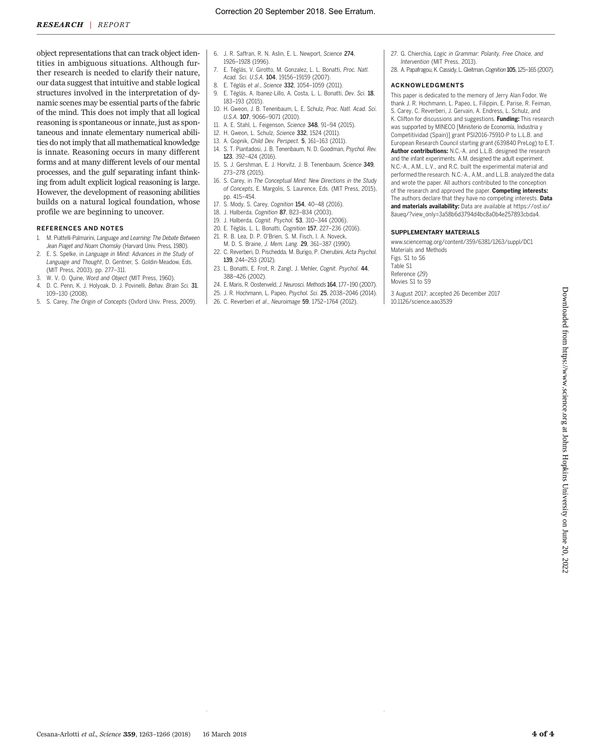Correction 20 September 2018. See Erratum.

object representations that can track object identities in ambiguous situations. Although further research is needed to clarify their nature, our data suggest that intuitive and stable logical structures involved in the interpretation of dynamic scenes may be essential parts of the fabric of the mind. This does not imply that all logical reasoning is spontaneous or innate, just as spontaneous and innate elementary numerical abilities do not imply that all mathematical knowledge is innate. Reasoning occurs in many different forms and at many different levels of our mental processes, and the gulf separating infant thinking from adult explicit logical reasoning is large. However, the development of reasoning abilities builds on a natural logical foundation, whose profile we are beginning to uncover.

## REFERENCES AND NOTES

1. M. Piattelli-Palmarini, *Language and Learning: The Debate Between Jean Piaget and Noam Chomsky* (Harvard Univ. Press, 1980).
2. E. S. Spelke, in *Language in Mind: Advances in the Study of Language and Thought*, D. Gentner, S. Goldin-Meadow, Eds. (MIT Press, 2003), pp. 277–311.
3. W. V. O. Quine, *Word and Object* (MIT Press, 1960).
4. D. C. Penn, K. J. Holyoak, D. J. Povinelli, *Behav. Brain Sci.* **31**, 109–130 (2008).
5. S. Carey, *The Origin of Concepts* (Oxford Univ. Press, 2009).
6. J. R. Saffran, R. N. Aslin, E. L. Newport, *Science* **274**, 1926–1928 (1996).
7. E. Téglás, V. Girotto, M. Gonzalez, L. L. Bonatti, *Proc. Natl. Acad. Sci. U.S.A.* **104**, 19156–19159 (2007).
8. E. Téglás *et al.*, *Science* **332**, 1054–1059 (2011).
9. E. Téglás, A. Ibanez-Lillo, A. Costa, L. L. Bonatti, *Dev. Sci.* **18**, 183–193 (2015).
10. H. Gweon, J. B. Tenenbaum, L. E. Schulz, *Proc. Natl. Acad. Sci. U.S.A.* **107**, 9066–9071 (2010).
11. A. E. Stahl, L. Feigenson, *Science* **348**, 91–94 (2015).
12. H. Gweon, L. Schulz, *Science* **332**, 1524 (2011).
13. A. Gopnik, *Child Dev. Perspect.* **5**, 161–163 (2011).
14. S. T. Piantadosi, J. B. Tenenbaum, N. D. Goodman, *Psychol. Rev.* **123**, 392–424 (2016).
15. S. J. Gershman, E. J. Horvitz, J. B. Tenenbaum, *Science* **349**, 273–278 (2015).
16. S. Carey, in *The Conceptual Mind: New Directions in the Study of Concepts*, E. Margolis, S. Laurence, Eds. (MIT Press, 2015), pp. 415–454.
17. S. Mody, S. Carey, *Cognition* **154**, 40–48 (2016).
18. J. Halberda, *Cognition* **87**, B23–B34 (2003).
19. J. Halberda, *Cognit. Psychol.* **53**, 310–344 (2006).
20. E. Téglás, L. L. Bonatti, *Cognition* **157**, 227–236 (2016).
21. R. B. Lea, D. P. O'Brien, S. M. Fisch, I. A. Noveck, M. D. S. Braine, *J. Mem. Lang.* **29**, 361–387 (1990).
22. C. Reverberi, D. Pischedda, M. Burigo, P. Cherubini, *Acta Psychol.* **139**, 244–253 (2012).
23. L. Bonatti, E. Frot, R. Zangl, J. Mehler, *Cognit. Psychol.* **44**, 388–426 (2002).
24. E. Maris, R. Oostenveld, *J. Neurosci. Methods* **164**, 177–190 (2007).
25. J. R. Hochmann, L. Papeo, *Psychol. Sci.* **25**, 2038–2046 (2014).
26. C. Reverberi *et al.*, *Neuroimage* **59**, 1752–1764 (2012).
27. G. Chierchia, *Logic in Grammar: Polarity, Free Choice, and Intervention* (MIT Press, 2013).
28. A. Papafragou, K. Cassidy, L. Gleitman, *Cognition* **105**, 125–165 (2007).

## ACKNOWLEDGMENTS

This paper is dedicated to the memory of Jerry Alan Fodor. We thank J. R. Hochmann, L. Papeo, L. Filippin, E. Parise, R. Feiman, S. Carey, C. Reverberi, J. Gervain, A. Endress, L. Schulz, and K. Clifton for discussions and suggestions. **Funding:** This research was supported by MINECO [Ministerio de Economía, Industria y Competitividad (Spain)] grant PSI2016-75910-P to L.L.B. and European Research Council starting grant (639840 PreLog) to E.T. **Author contributions:** N.C.-A. and L.L.B. designed the research and the infant experiments. A.M. designed the adult experiment. N.C.-A., A.M., L.V., and R.C. built the experimental material and performed the research. N.C.-A., A.M., and L.L.B. analyzed the data and wrote the paper. All authors contributed to the conception of the research and approved the paper. **Competing interests:** The authors declare that they have no competing interests. **Data and materials availability:** Data are available at https://osf.io/8aueq/?view_only=3a58b6d3794d4bc8a0b4e257893cbda4.

## SUPPLEMENTARY MATERIALS

www.sciencemag.org/content/359/6381/1263/suppl/DC1
Materials and Methods
Figs. S1 to S6
Table S1
Reference (*29*)
Movies S1 to S9

3 August 2017; accepted 26 December 2017
10.1126/science.aao3539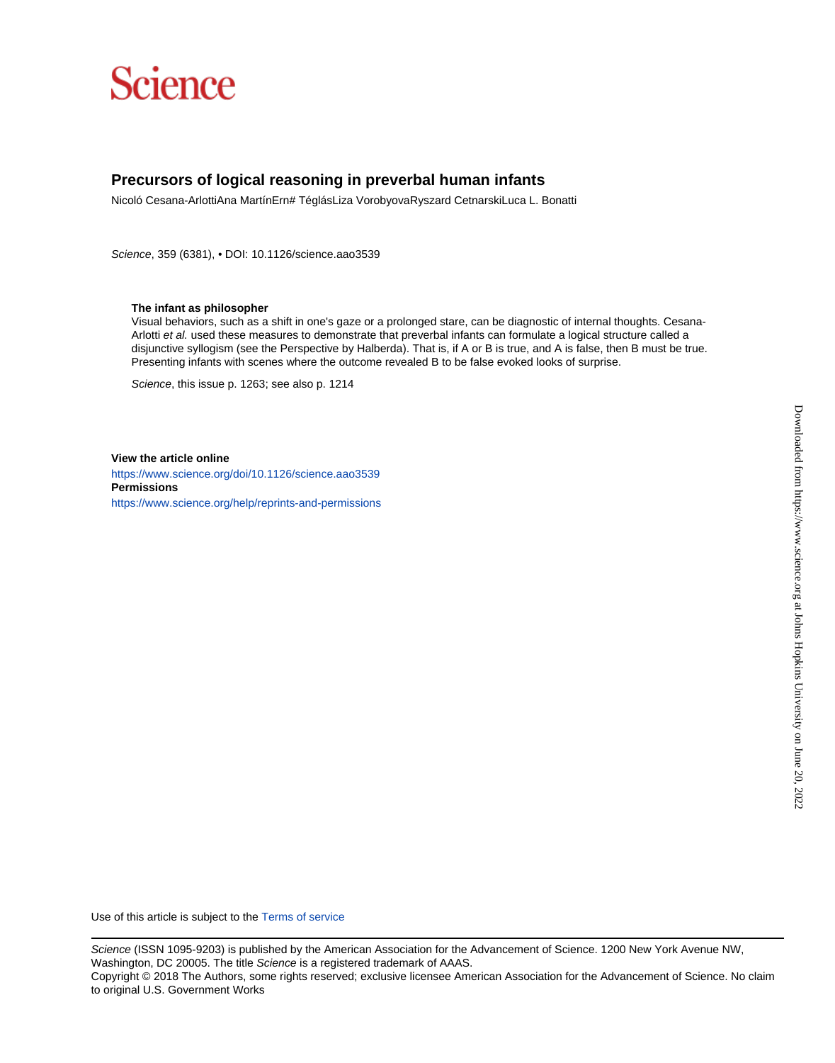# Science

## Precursors of logical reasoning in preverbal human infants

Nicoló Cesana-ArlottiAna MartínErn# TéglásLiza VorobyovaRyszard CetnarskiLuca L. Bonatti

*Science*, 359 (6381), • DOI: 10.1126/science.aao3539

**The infant as philosopher**

Visual behaviors, such as a shift in one's gaze or a prolonged stare, can be diagnostic of internal thoughts. Cesana-Arlotti *et al.* used these measures to demonstrate that preverbal infants can formulate a logical structure called a disjunctive syllogism (see the Perspective by Halberda). That is, if A or B is true, and A is false, then B must be true. Presenting infants with scenes where the outcome revealed B to be false evoked looks of surprise.

*Science*, this issue p. 1263; see also p. 1214

**View the article online**

https://www.science.org/doi/10.1126/science.aao3539

**Permissions**

https://www.science.org/help/reprints-and-permissions

Downloaded from https://www.science.org at Johns Hopkins University on June 20, 2022

Use of this article is subject to the Terms of service

*Science* (ISSN 1095-9203) is published by the American Association for the Advancement of Science. 1200 New York Avenue NW, Washington, DC 20005. The title *Science* is a registered trademark of AAAS.

Copyright © 2018 The Authors, some rights reserved; exclusive licensee American Association for the Advancement of Science. No claim to original U.S. Government Works